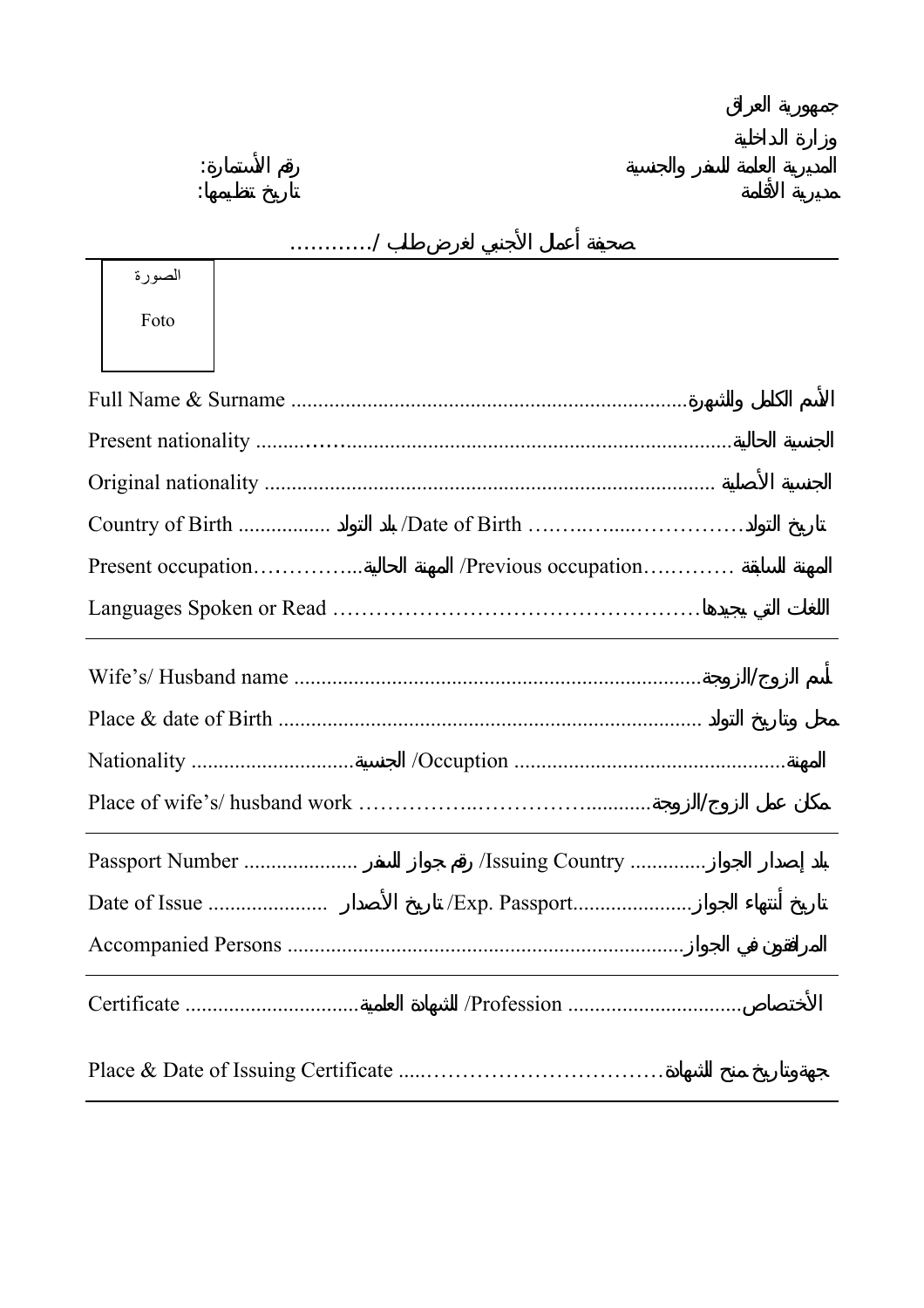جمهورية العراق

وزارة الداخلية

المديرية العامة للسفر والجنسية　　　　　　　　　　　　رقم الأستمارة:

مديرية الأقامة　　　　　　　　　　　　　　　　　　　تاريخ تنظيمها:

## صحيفة أعمال الأجنبي لغرض طلب /...........

الصورة

Foto

Full Name & Surname .......................................................................الأسم الكامل والشهرة

Present nationality ........……......................................................................الجنسية الحالية

Original nationality .................................................................................. الجنسية الأصلية

Country of Birth ................ بلد التولد /Date of Birth ………..…....……………تاريخ التولد

Present occupation…………....المهنة الحالية / Previous occupation…..……… المهنة السابقة

Languages Spoken or Read ……………………………………………اللغات التي يجيدها

---

Wife's/ Husband name ..........................................................................أسم الزوج/الزوجة

Place & date of Birth ............................................................................. محل وتاريخ التولد

Nationality .............................الجنسية /Occuption .................................................المهنة

Place of wife's/ husband work ……………..…………….............مكان عمل الزوج/الزوجة

---

Passport Number .................... رقم جواز السفر /Issuing Country ..............بلد إصدار الجواز

Date of Issue ..................... تاريخ الأصدار /Exp. Passport.....................تاريخ أنتهاء الجواز

Accompanied Persons ........................................................................المرافقون في الجواز

---

Certificate ...............................الشهادة العلمية /Profession ................................الأختصاص

Place & Date of Issuing Certificate ....……………………………جهةوتاريخ منح الشهادة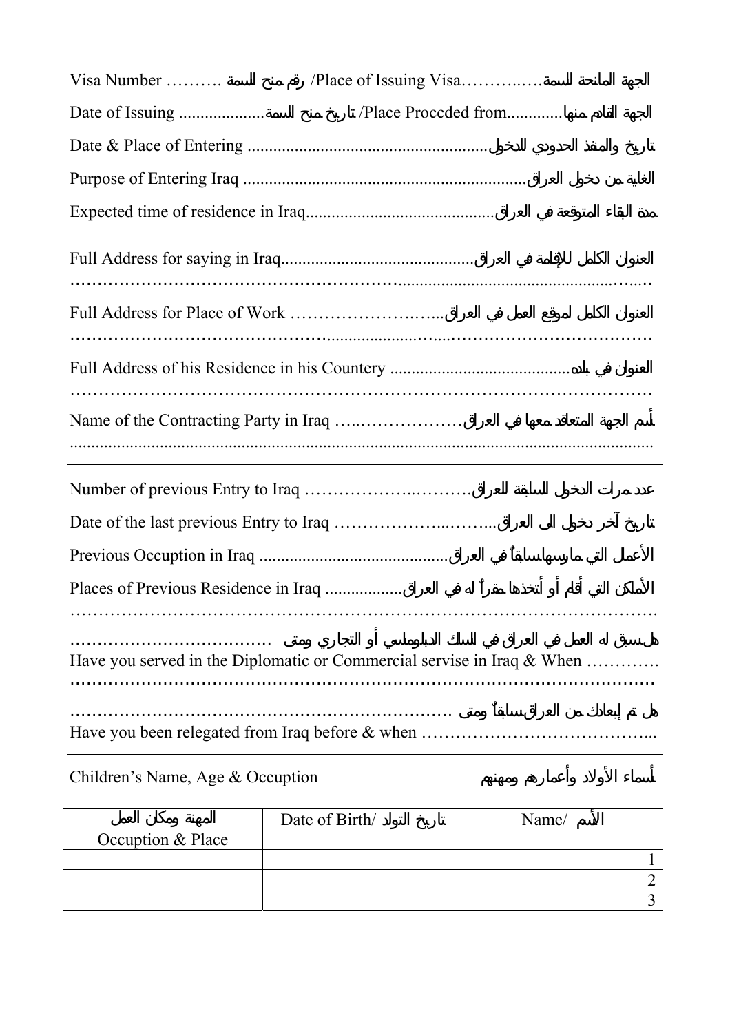Visua Number ………. رقم منح السمة /Place of Issuing Visa……….…. الجهة المانحة للسمة

Date of Issuing ..................... تاريخ منح السمة /Place Proccded from............ الجهة القادم منها

Date & Place of Entering ........................................................ تاريخ والمنفذ الحدودي للدخول

Purpose of Entering Iraq .................................................................. الغاية من دخول العراق

Expected time of residence in Iraq............................................. مدة البقاء المتوقعة في العراق

---

Full Address for saying in Iraq............................................. العنوان الكامل للإقامة في العراق

………………………………………………………………………………………………

Full Address for Place of Work ……………………….... العنوان الكامل لموقع العمل في العراق

………………………………………………………………………………………………

Full Address of his Residence in his Countery .......................................... العنوان في بلده

………………………………………………………………………………………………

Name of the Contracting Party in Iraq …..……………… أسم الجهة المتعاقد معها في العراق

………………………………………………………………………………………………

---

Number of previous Entry to Iraq ………………..………. عدد مرات الدخول السابقة للعراق

Date of the last previous Entry to Iraq ………………...……... تاريخ آخر دخول الى العراق

Previous Occupation in Iraq ............................................ الأعمال التي مارسها سابقاً في العراق

Places of Previous Residence in Iraq .................. الأماكن التي أقام أو أتخذها مقراً له في العراق

………………………………………………………………………………………………

……………………………… هل سبق له العمل في العراق في السلك الدبلوماسي أو التجاري ومتى
Have you served in the Diplomatic or Commercial servise in Iraq & When ………….

………………………………………………………………………………………………

…………………………………………………………… هل تم إبعادك من العراق سابقاً ومتى
Have you been relegated from Iraq before & when …………………………………...

---

Children's Name, Age & Occuption أسماء الأولاد وأعمارهم ومهنهم

| المهنة ومكان العمل Occuption & Place | Date of Birth/ تاريخ التولد | Name/ الأسم |
|---|---|---|
| | | 1 |
| | | 2 |
| | | 3 |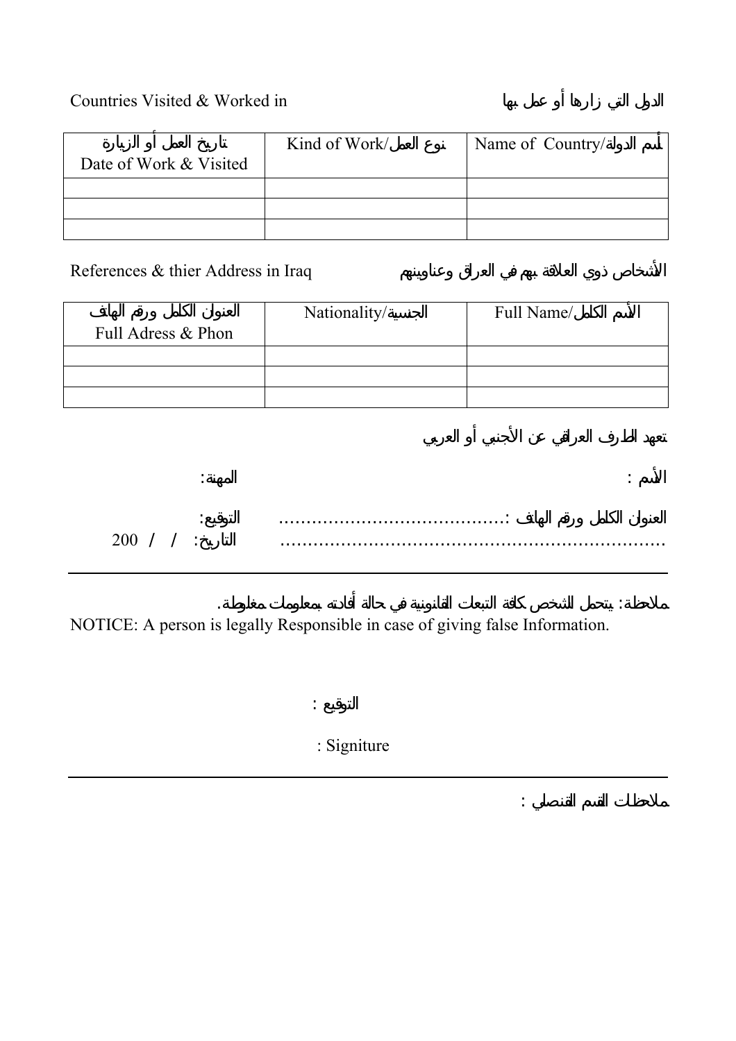Countries Visited & Worked in الدول التي زارها أو عمل بها

| تاريخ العمل أو الزيارة Date of Work & Visited | Kind of Work/نوع العمل | Name of Country/أسم الدولة |
|---|---|---|
| | | |
| | | |
| | | |

References & thier Address in Iraq الأشخاص ذوي العلاقة بهم في العراق وعناوينهم

| العنوان الكامل ورقم الهاتف Full Adress & Phon | Nationality/الجنسية | Full Name/الأسم الكامل |
|---|---|---|
| | | |
| | | |
| | | |

تعهد الطرف العراقي عن الأجنبي أو العربي

الأسم : المهنة:

العنوان الكامل ورقم الهاتف :...................................... التوقيع:

.................................................................... التاريخ: / / 200

---

ملاحظة: يتحمل الشخص كافة التبعات القانونية في حالة أفادته بمعلومات مغلوطة.

NOTICE: A person is legally Responsible in case of giving false Information.

التوقيع :

: Signiture

---

ملاحظات القسم القنصلي :